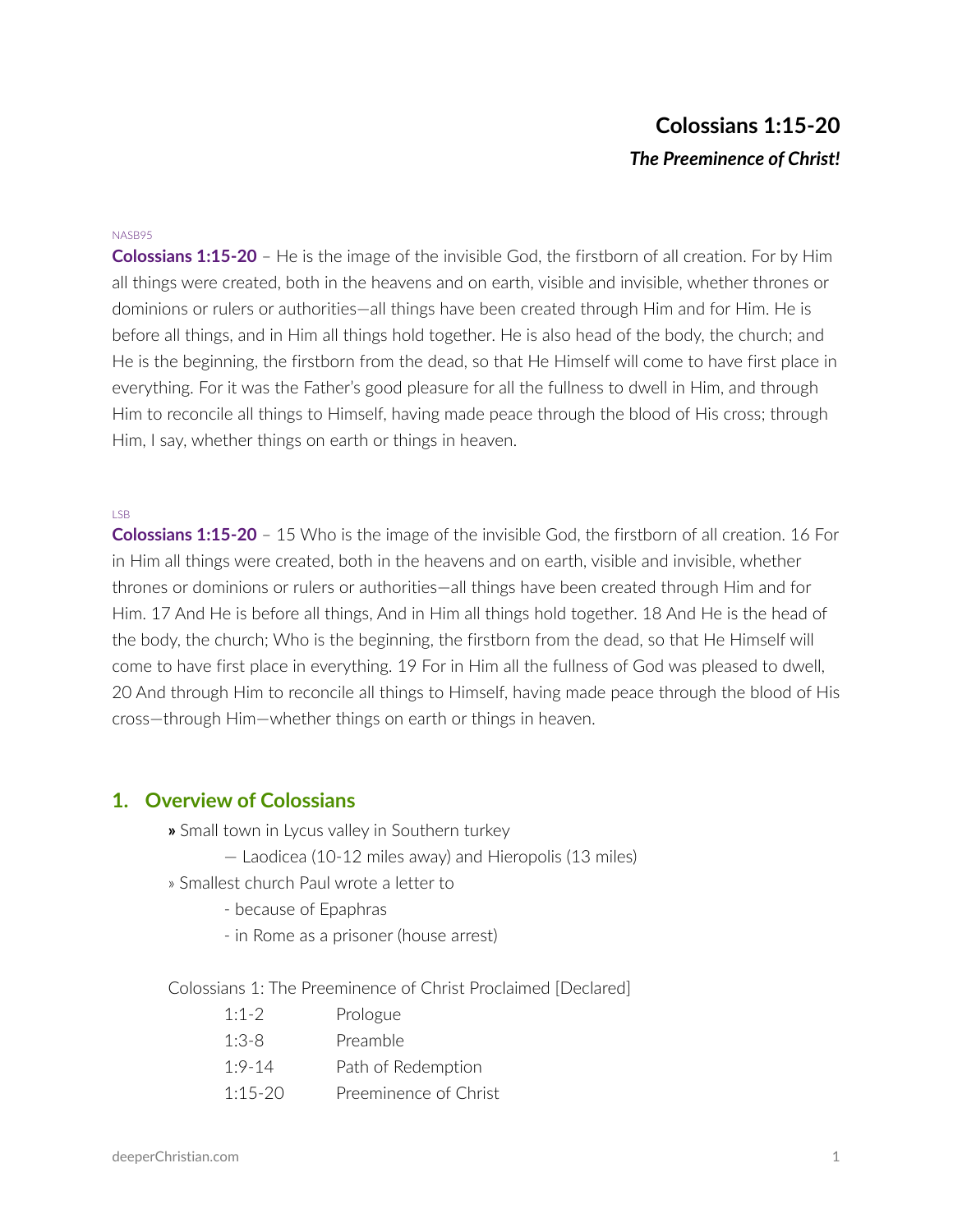# Colossians 1:15-20

***The Preeminence of Christ!***

NASB95

**Colossians 1:15-20** – He is the image of the invisible God, the firstborn of all creation. For by Him all things were created, both in the heavens and on earth, visible and invisible, whether thrones or dominions or rulers or authorities—all things have been created through Him and for Him. He is before all things, and in Him all things hold together. He is also head of the body, the church; and He is the beginning, the firstborn from the dead, so that He Himself will come to have first place in everything. For it was the Father's good pleasure for all the fullness to dwell in Him, and through Him to reconcile all things to Himself, having made peace through the blood of His cross; through Him, I say, whether things on earth or things in heaven.

LSB

**Colossians 1:15-20** – 15 Who is the image of the invisible God, the firstborn of all creation. 16 For in Him all things were created, both in the heavens and on earth, visible and invisible, whether thrones or dominions or rulers or authorities—all things have been created through Him and for Him. 17 And He is before all things, And in Him all things hold together. 18 And He is the head of the body, the church; Who is the beginning, the firstborn from the dead, so that He Himself will come to have first place in everything. 19 For in Him all the fullness of God was pleased to dwell, 20 And through Him to reconcile all things to Himself, having made peace through the blood of His cross—through Him—whether things on earth or things in heaven.

## 1. Overview of Colossians

» Small town in Lycus valley in Southern turkey
  — Laodicea (10-12 miles away) and Hieropolis (13 miles)

» Smallest church Paul wrote a letter to
  - because of Epaphras
  - in Rome as a prisoner (house arrest)

Colossians 1: The Preeminence of Christ Proclaimed [Declared]

| | |
|---|---|
| 1:1-2 | Prologue |
| 1:3-8 | Preamble |
| 1:9-14 | Path of Redemption |
| 1:15-20 | Preeminence of Christ |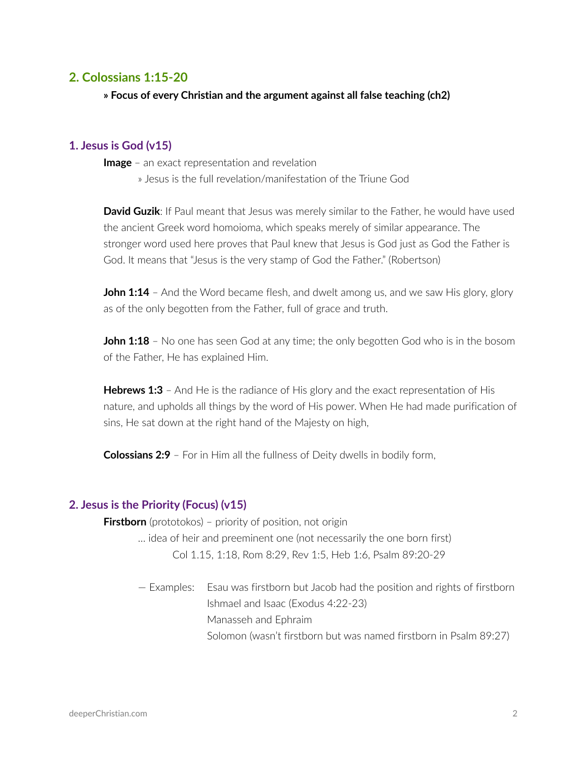## 2. Colossians 1:15-20

**» Focus of every Christian and the argument against all false teaching (ch2)**

### 1. Jesus is God (v15)

**Image** – an exact representation and revelation

» Jesus is the full revelation/manifestation of the Triune God

**David Guzik**: If Paul meant that Jesus was merely similar to the Father, he would have used the ancient Greek word homoioma, which speaks merely of similar appearance. The stronger word used here proves that Paul knew that Jesus is God just as God the Father is God. It means that "Jesus is the very stamp of God the Father." (Robertson)

**John 1:14** – And the Word became flesh, and dwelt among us, and we saw His glory, glory as of the only begotten from the Father, full of grace and truth.

**John 1:18** – No one has seen God at any time; the only begotten God who is in the bosom of the Father, He has explained Him.

**Hebrews 1:3** – And He is the radiance of His glory and the exact representation of His nature, and upholds all things by the word of His power. When He had made purification of sins, He sat down at the right hand of the Majesty on high,

**Colossians 2:9** – For in Him all the fullness of Deity dwells in bodily form,

### 2. Jesus is the Priority (Focus) (v15)

**Firstborn** (prototokos) – priority of position, not origin

… idea of heir and preeminent one (not necessarily the one born first)

Col 1.15, 1:18, Rom 8:29, Rev 1:5, Heb 1:6, Psalm 89:20-29

— Examples:
- Esau was firstborn but Jacob had the position and rights of firstborn
- Ishmael and Isaac (Exodus 4:22-23)
- Manasseh and Ephraim
- Solomon (wasn't firstborn but was named firstborn in Psalm 89:27)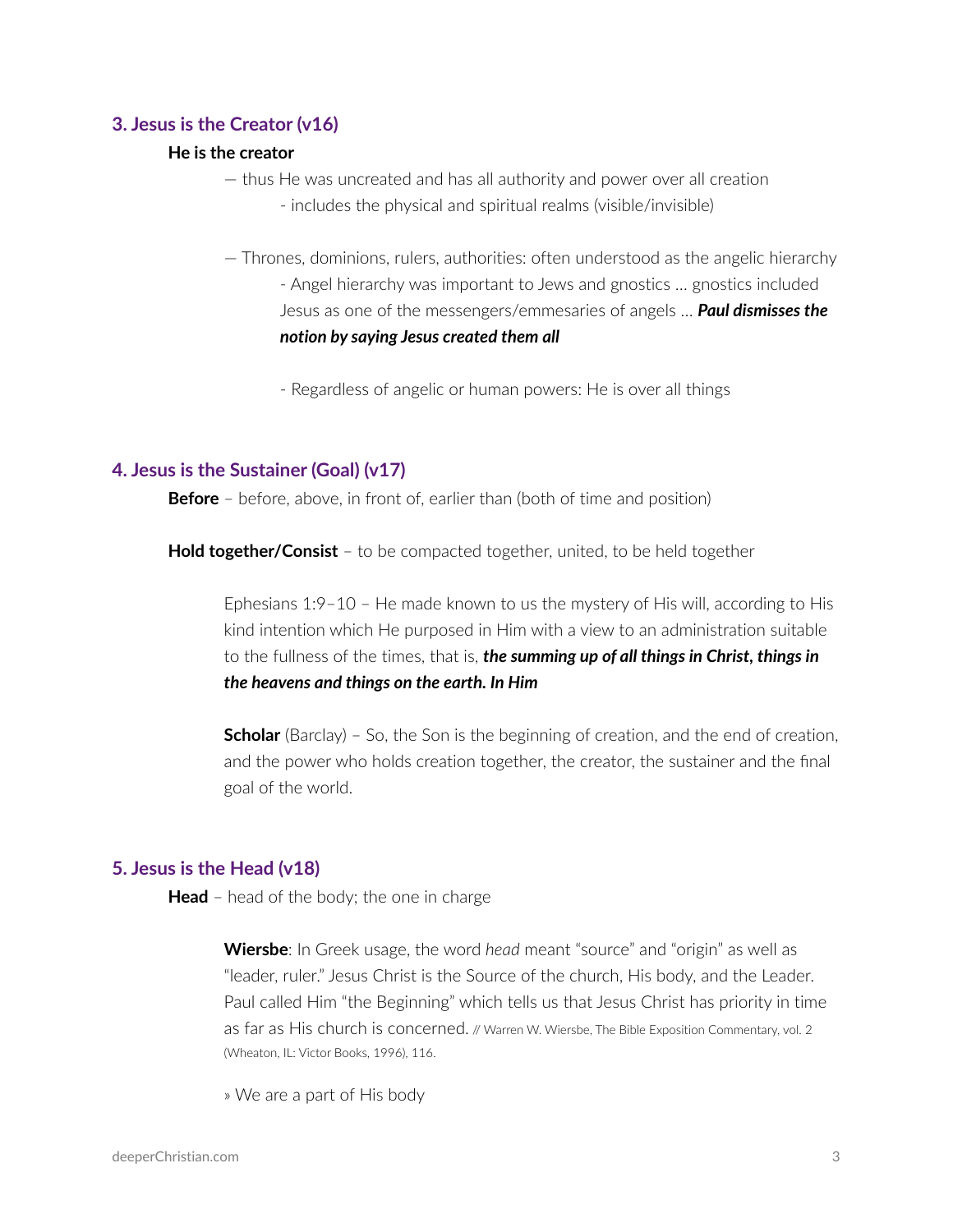### 3. Jesus is the Creator (v16)

**He is the creator**

— thus He was uncreated and has all authority and power over all creation

- includes the physical and spiritual realms (visible/invisible)

— Thrones, dominions, rulers, authorities: often understood as the angelic hierarchy

- Angel hierarchy was important to Jews and gnostics … gnostics included Jesus as one of the messengers/emmesaries of angels … ***Paul dismisses the notion by saying Jesus created them all***

- Regardless of angelic or human powers: He is over all things

### 4. Jesus is the Sustainer (Goal) (v17)

**Before** – before, above, in front of, earlier than (both of time and position)

**Hold together/Consist** – to be compacted together, united, to be held together

> Ephesians 1:9–10 – He made known to us the mystery of His will, according to His kind intention which He purposed in Him with a view to an administration suitable to the fullness of the times, that is, ***the summing up of all things in Christ, things in the heavens and things on the earth. In Him***
>
> **Scholar** (Barclay) – So, the Son is the beginning of creation, and the end of creation, and the power who holds creation together, the creator, the sustainer and the final goal of the world.

### 5. Jesus is the Head (v18)

**Head** – head of the body; the one in charge

> **Wiersbe**: In Greek usage, the word *head* meant "source" and "origin" as well as "leader, ruler." Jesus Christ is the Source of the church, His body, and the Leader. Paul called Him "the Beginning" which tells us that Jesus Christ has priority in time as far as His church is concerned. // Warren W. Wiersbe, The Bible Exposition Commentary, vol. 2 (Wheaton, IL: Victor Books, 1996), 116.
>
> » We are a part of His body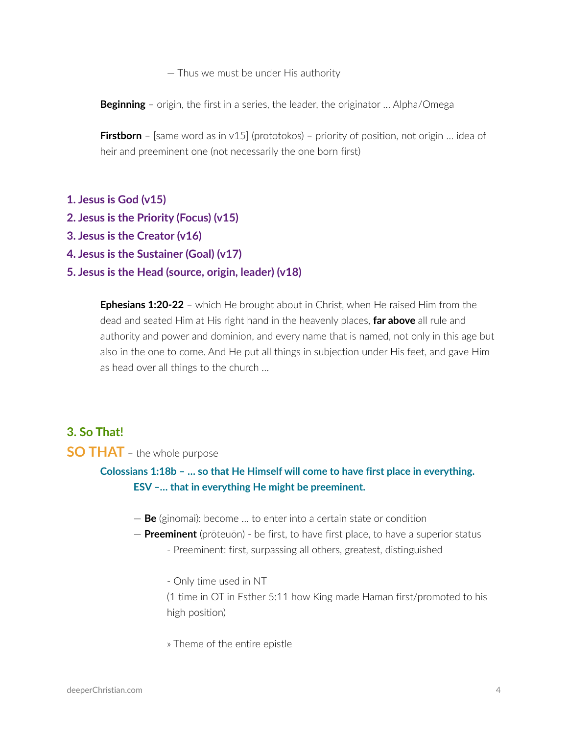— Thus we must be under His authority

**Beginning** – origin, the first in a series, the leader, the originator … Alpha/Omega

**Firstborn** – [same word as in v15] (prototokos) – priority of position, not origin … idea of heir and preeminent one (not necessarily the one born first)

**1. Jesus is God (v15)**
**2. Jesus is the Priority (Focus) (v15)**
**3. Jesus is the Creator (v16)**
**4. Jesus is the Sustainer (Goal) (v17)**
**5. Jesus is the Head (source, origin, leader) (v18)**

**Ephesians 1:20-22** – which He brought about in Christ, when He raised Him from the dead and seated Him at His right hand in the heavenly places, **far above** all rule and authority and power and dominion, and every name that is named, not only in this age but also in the one to come. And He put all things in subjection under His feet, and gave Him as head over all things to the church …

## 3. So That!

**SO THAT** – the whole purpose

**Colossians 1:18b – … so that He Himself will come to have first place in everything.**
**ESV –… that in everything He might be preeminent.**

— **Be** (ginomai): become … to enter into a certain state or condition
— **Preeminent** (prōteuōn) - be first, to have first place, to have a superior status
- Preeminent: first, surpassing all others, greatest, distinguished

- Only time used in NT
(1 time in OT in Esther 5:11 how King made Haman first/promoted to his high position)

» Theme of the entire epistle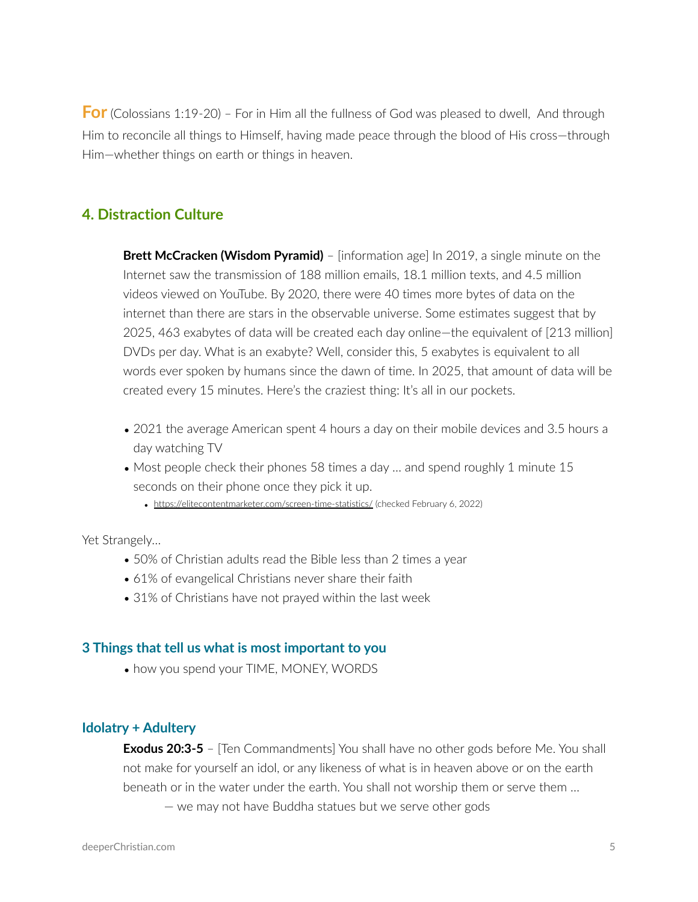**For** (Colossians 1:19-20) – For in Him all the fullness of God was pleased to dwell,  And through Him to reconcile all things to Himself, having made peace through the blood of His cross—through Him—whether things on earth or things in heaven.

## 4. Distraction Culture

**Brett McCracken (Wisdom Pyramid)** – [information age] In 2019, a single minute on the Internet saw the transmission of 188 million emails, 18.1 million texts, and 4.5 million videos viewed on YouTube. By 2020, there were 40 times more bytes of data on the internet than there are stars in the observable universe. Some estimates suggest that by 2025, 463 exabytes of data will be created each day online—the equivalent of [213 million] DVDs per day. What is an exabyte? Well, consider this, 5 exabytes is equivalent to all words ever spoken by humans since the dawn of time. In 2025, that amount of data will be created every 15 minutes. Here's the craziest thing: It's all in our pockets.

- 2021 the average American spent 4 hours a day on their mobile devices and 3.5 hours a day watching TV
- Most people check their phones 58 times a day … and spend roughly 1 minute 15 seconds on their phone once they pick it up.
  - https://elitecontentmarketer.com/screen-time-statistics/ (checked February 6, 2022)

Yet Strangely…

- 50% of Christian adults read the Bible less than 2 times a year
- 61% of evangelical Christians never share their faith
- 31% of Christians have not prayed within the last week

### 3 Things that tell us what is most important to you

- how you spend your TIME, MONEY, WORDS

### Idolatry + Adultery

**Exodus 20:3-5** – [Ten Commandments] You shall have no other gods before Me. You shall not make for yourself an idol, or any likeness of what is in heaven above or on the earth beneath or in the water under the earth. You shall not worship them or serve them …

— we may not have Buddha statues but we serve other gods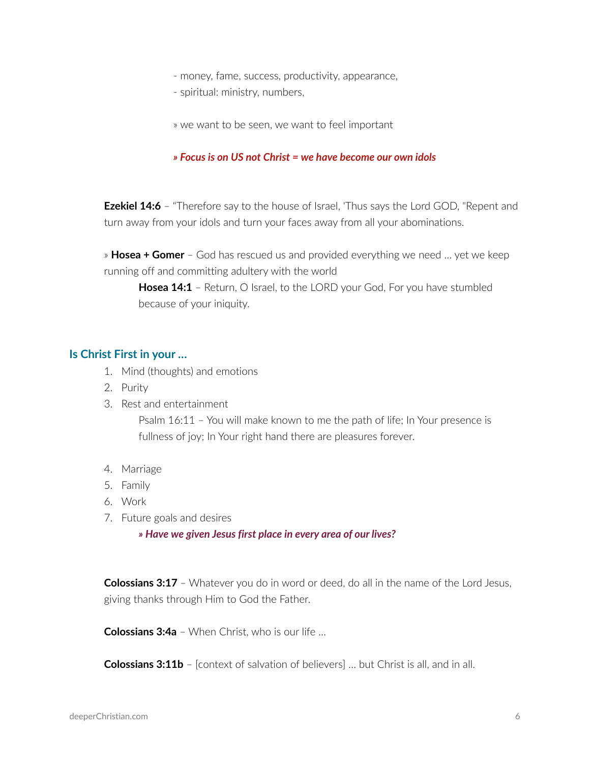- money, fame, success, productivity, appearance,
- spiritual: ministry, numbers,

» we want to be seen, we want to feel important

***» Focus is on US not Christ = we have become our own idols***

**Ezekiel 14:6** – "Therefore say to the house of Israel, 'Thus says the Lord GOD, "Repent and turn away from your idols and turn your faces away from all your abominations.

» **Hosea + Gomer** – God has rescued us and provided everything we need … yet we keep running off and committing adultery with the world

> **Hosea 14:1** – Return, O Israel, to the LORD your God, For you have stumbled because of your iniquity.

## Is Christ First in your …

1. Mind (thoughts) and emotions
2. Purity
3. Rest and entertainment

   Psalm 16:11 – You will make known to me the path of life; In Your presence is fullness of joy; In Your right hand there are pleasures forever.

4. Marriage
5. Family
6. Work
7. Future goals and desires

   ***» Have we given Jesus first place in every area of our lives?***

**Colossians 3:17** – Whatever you do in word or deed, do all in the name of the Lord Jesus, giving thanks through Him to God the Father.

**Colossians 3:4a** – When Christ, who is our life …

**Colossians 3:11b** – [context of salvation of believers] … but Christ is all, and in all.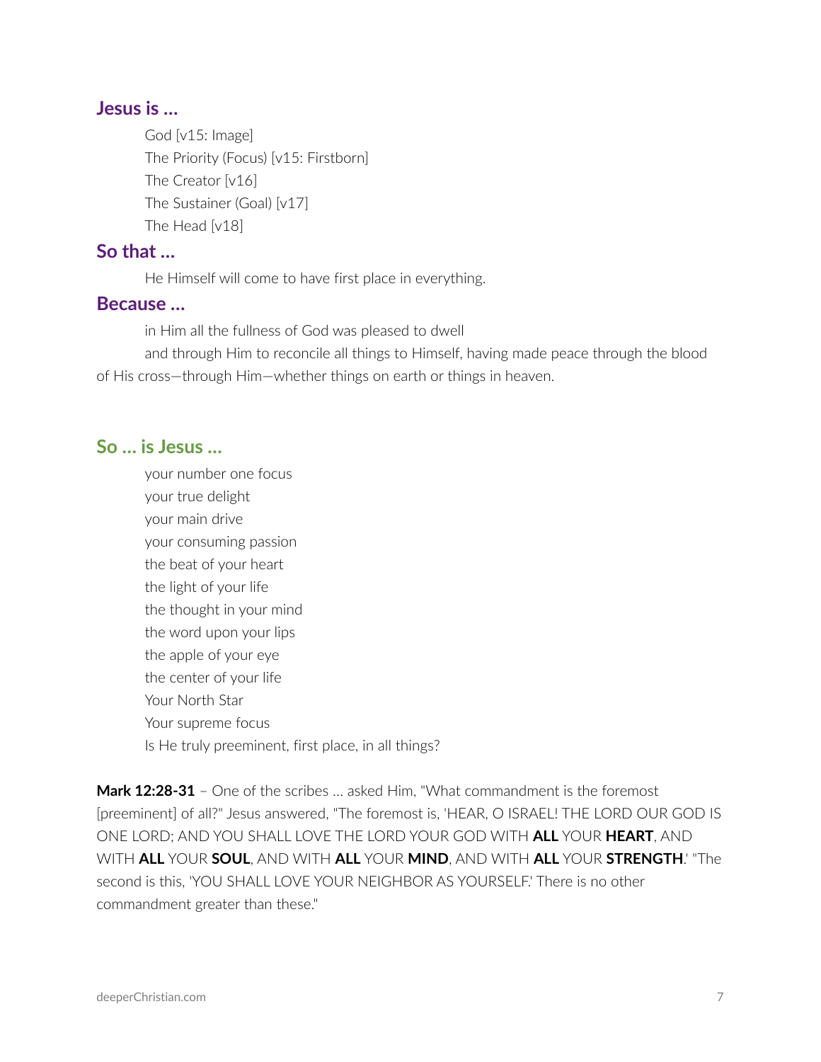## Jesus is …

God [v15: Image]
The Priority (Focus) [v15: Firstborn]
The Creator [v16]
The Sustainer (Goal) [v17]
The Head [v18]

## So that …

He Himself will come to have first place in everything.

## Because …

in Him all the fullness of God was pleased to dwell
and through Him to reconcile all things to Himself, having made peace through the blood of His cross—through Him—whether things on earth or things in heaven.

## So … is Jesus …

your number one focus
your true delight
your main drive
your consuming passion
the beat of your heart
the light of your life
the thought in your mind
the word upon your lips
the apple of your eye
the center of your life
Your North Star
Your supreme focus
Is He truly preeminent, first place, in all things?

**Mark 12:28-31** – One of the scribes … asked Him, "What commandment is the foremost [preeminent] of all?" Jesus answered, "The foremost is, 'HEAR, O ISRAEL! THE LORD OUR GOD IS ONE LORD; AND YOU SHALL LOVE THE LORD YOUR GOD WITH **ALL** YOUR **HEART**, AND WITH **ALL** YOUR **SOUL**, AND WITH **ALL** YOUR **MIND**, AND WITH **ALL** YOUR **STRENGTH**.' "The second is this, 'YOU SHALL LOVE YOUR NEIGHBOR AS YOURSELF.' There is no other commandment greater than these."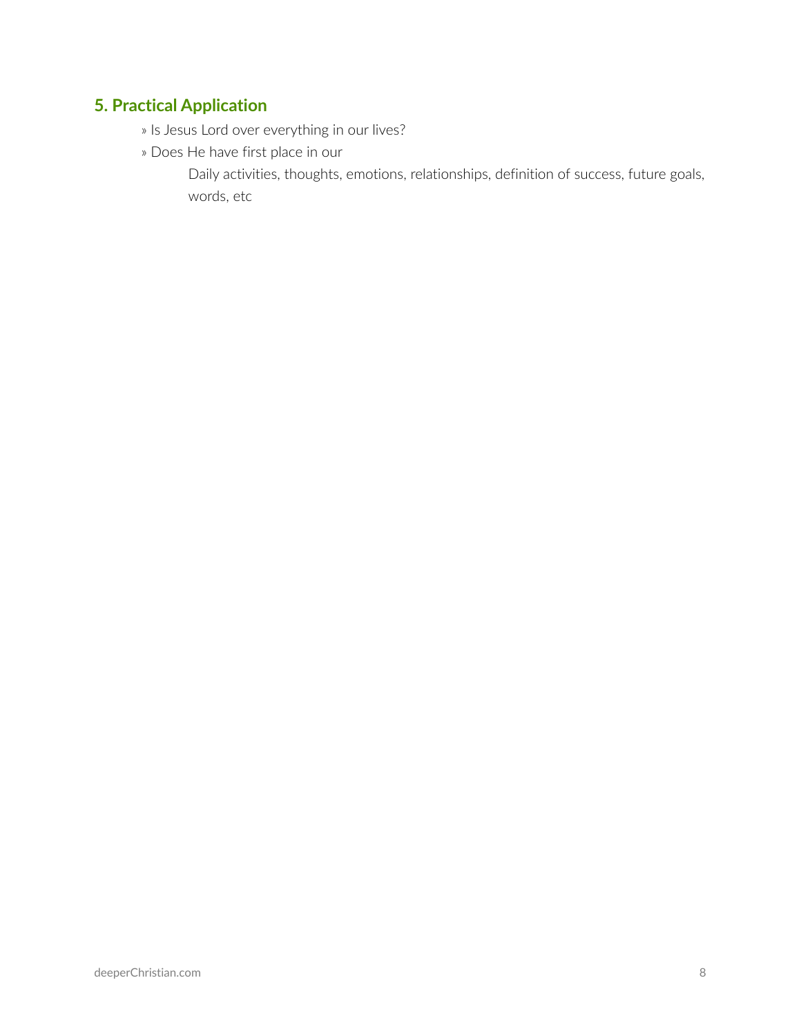## 5. Practical Application

» Is Jesus Lord over everything in our lives?

» Does He have first place in our

> Daily activities, thoughts, emotions, relationships, definition of success, future goals, words, etc